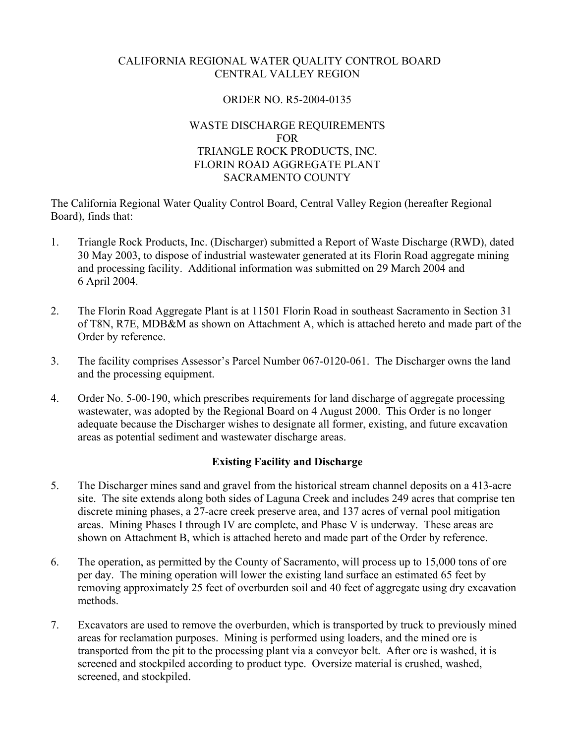# CALIFORNIA REGIONAL WATER QUALITY CONTROL BOARD
# CENTRAL VALLEY REGION

## ORDER NO. R5-2004-0135

## WASTE DISCHARGE REQUIREMENTS
## FOR
## TRIANGLE ROCK PRODUCTS, INC.
## FLORIN ROAD AGGREGATE PLANT
## SACRAMENTO COUNTY

The California Regional Water Quality Control Board, Central Valley Region (hereafter Regional Board), finds that:

1. Triangle Rock Products, Inc. (Discharger) submitted a Report of Waste Discharge (RWD), dated 30 May 2003, to dispose of industrial wastewater generated at its Florin Road aggregate mining and processing facility. Additional information was submitted on 29 March 2004 and 6 April 2004.

2. The Florin Road Aggregate Plant is at 11501 Florin Road in southeast Sacramento in Section 31 of T8N, R7E, MDB&M as shown on Attachment A, which is attached hereto and made part of the Order by reference.

3. The facility comprises Assessor's Parcel Number 067-0120-061. The Discharger owns the land and the processing equipment.

4. Order No. 5-00-190, which prescribes requirements for land discharge of aggregate processing wastewater, was adopted by the Regional Board on 4 August 2000. This Order is no longer adequate because the Discharger wishes to designate all former, existing, and future excavation areas as potential sediment and wastewater discharge areas.

### Existing Facility and Discharge

5. The Discharger mines sand and gravel from the historical stream channel deposits on a 413-acre site. The site extends along both sides of Laguna Creek and includes 249 acres that comprise ten discrete mining phases, a 27-acre creek preserve area, and 137 acres of vernal pool mitigation areas. Mining Phases I through IV are complete, and Phase V is underway. These areas are shown on Attachment B, which is attached hereto and made part of the Order by reference.

6. The operation, as permitted by the County of Sacramento, will process up to 15,000 tons of ore per day. The mining operation will lower the existing land surface an estimated 65 feet by removing approximately 25 feet of overburden soil and 40 feet of aggregate using dry excavation methods.

7. Excavators are used to remove the overburden, which is transported by truck to previously mined areas for reclamation purposes. Mining is performed using loaders, and the mined ore is transported from the pit to the processing plant via a conveyor belt. After ore is washed, it is screened and stockpiled according to product type. Oversize material is crushed, washed, screened, and stockpiled.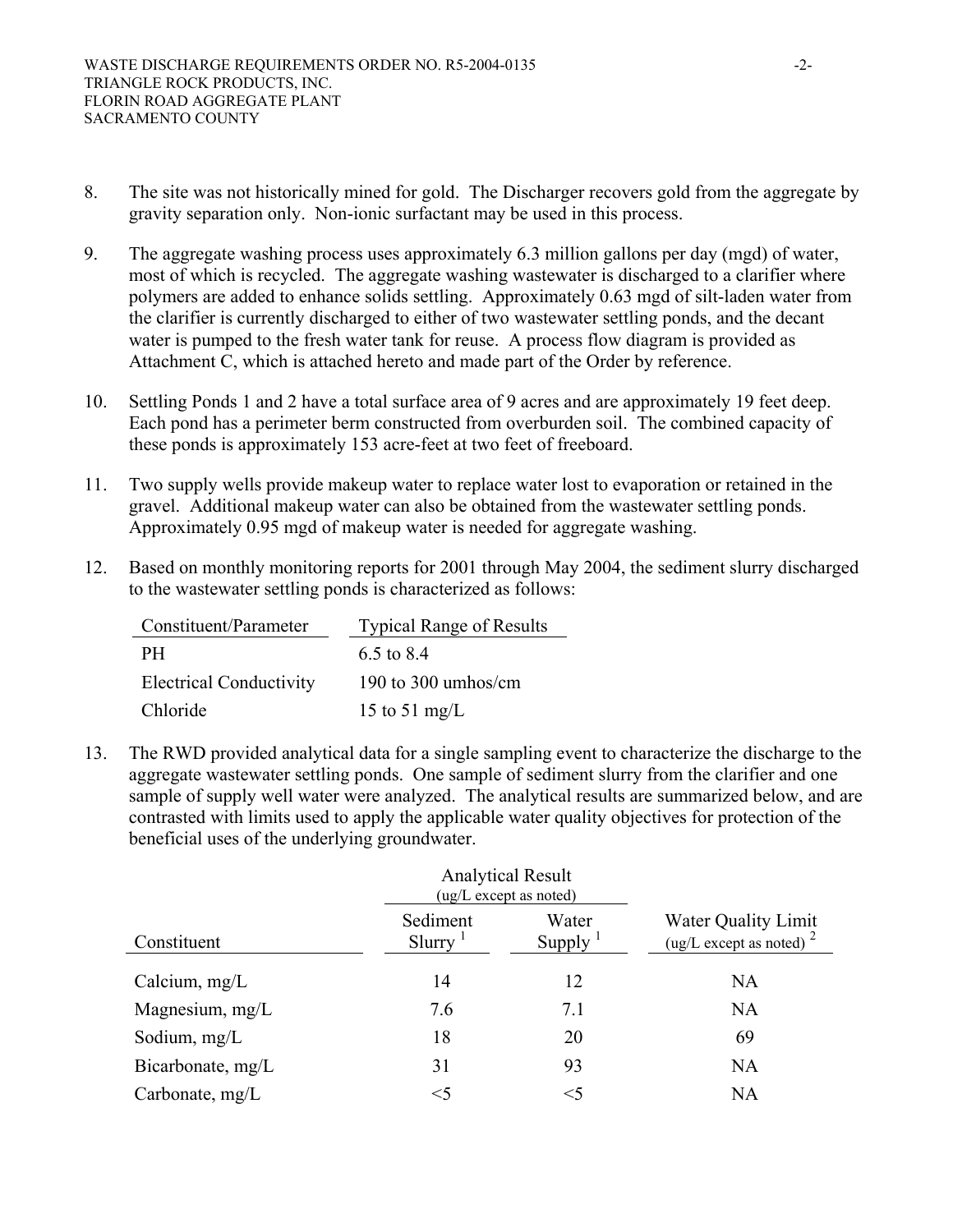8. The site was not historically mined for gold. The Discharger recovers gold from the aggregate by gravity separation only. Non-ionic surfactant may be used in this process.

9. The aggregate washing process uses approximately 6.3 million gallons per day (mgd) of water, most of which is recycled. The aggregate washing wastewater is discharged to a clarifier where polymers are added to enhance solids settling. Approximately 0.63 mgd of silt-laden water from the clarifier is currently discharged to either of two wastewater settling ponds, and the decant water is pumped to the fresh water tank for reuse. A process flow diagram is provided as Attachment C, which is attached hereto and made part of the Order by reference.

10. Settling Ponds 1 and 2 have a total surface area of 9 acres and are approximately 19 feet deep. Each pond has a perimeter berm constructed from overburden soil. The combined capacity of these ponds is approximately 153 acre-feet at two feet of freeboard.

11. Two supply wells provide makeup water to replace water lost to evaporation or retained in the gravel. Additional makeup water can also be obtained from the wastewater settling ponds. Approximately 0.95 mgd of makeup water is needed for aggregate washing.

12. Based on monthly monitoring reports for 2001 through May 2004, the sediment slurry discharged to the wastewater settling ponds is characterized as follows:

| Constituent/Parameter | Typical Range of Results |
|---|---|
| PH | 6.5 to 8.4 |
| Electrical Conductivity | 190 to 300 umhos/cm |
| Chloride | 15 to 51 mg/L |

13. The RWD provided analytical data for a single sampling event to characterize the discharge to the aggregate wastewater settling ponds. One sample of sediment slurry from the clarifier and one sample of supply well water were analyzed. The analytical results are summarized below, and are contrasted with limits used to apply the applicable water quality objectives for protection of the beneficial uses of the underlying groundwater.

| | Analytical Result (ug/L except as noted) | | |
|---|---|---|---|
| Constituent | Sediment Slurry [1] | Water Supply [1] | Water Quality Limit (ug/L except as noted) [2] |
| Calcium, mg/L | 14 | 12 | NA |
| Magnesium, mg/L | 7.6 | 7.1 | NA |
| Sodium, mg/L | 18 | 20 | 69 |
| Bicarbonate, mg/L | 31 | 93 | NA |
| Carbonate, mg/L | <5 | <5 | NA |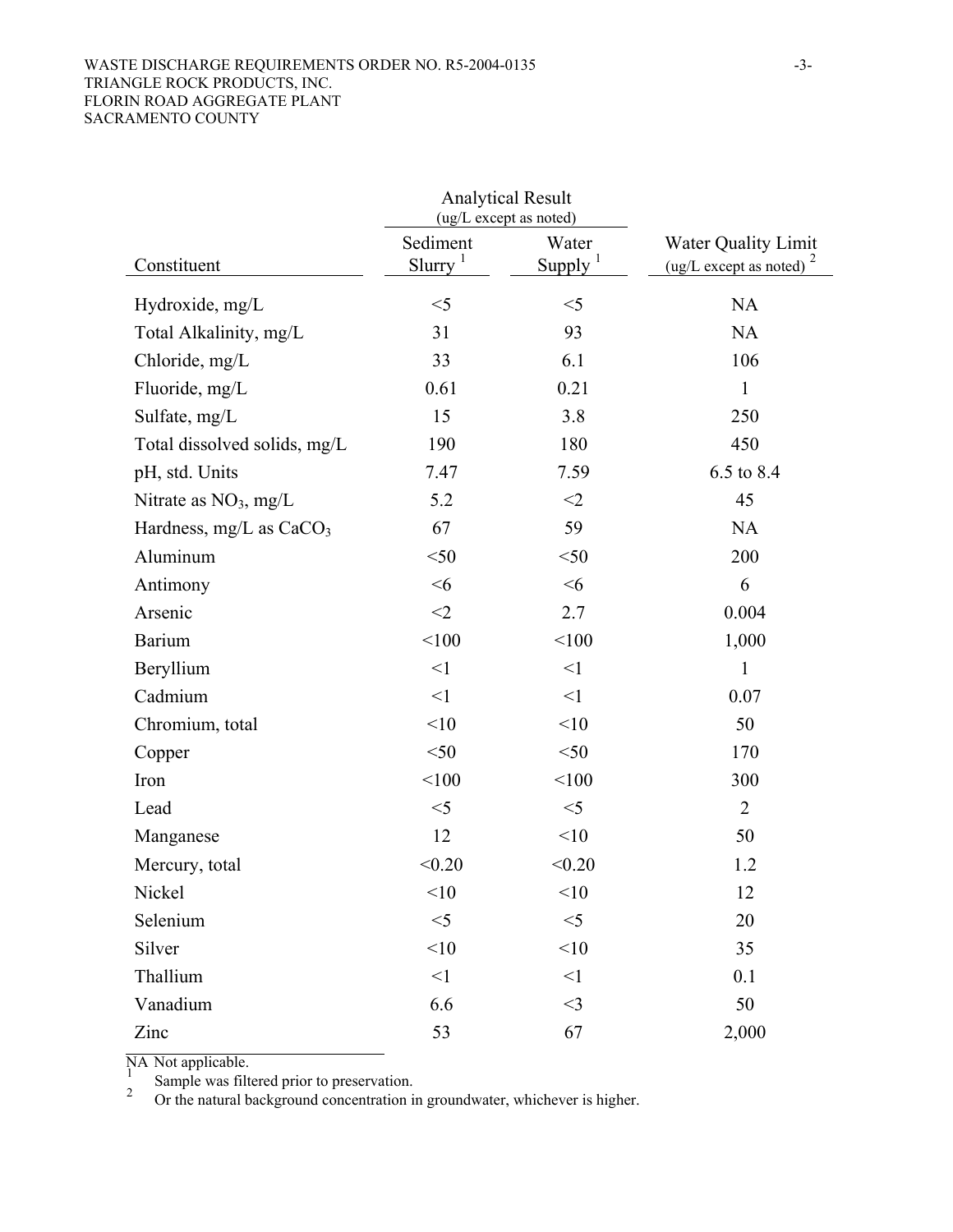| Constituent | Analytical Result (ug/L except as noted) | | Water Quality Limit (ug/L except as noted) [2] |
|---|---|---|---|
| | Sediment Slurry [1] | Water Supply [1] | |
| Hydroxide, mg/L | <5 | <5 | NA |
| Total Alkalinity, mg/L | 31 | 93 | NA |
| Chloride, mg/L | 33 | 6.1 | 106 |
| Fluoride, mg/L | 0.61 | 0.21 | 1 |
| Sulfate, mg/L | 15 | 3.8 | 250 |
| Total dissolved solids, mg/L | 190 | 180 | 450 |
| pH, std. Units | 7.47 | 7.59 | 6.5 to 8.4 |
| Nitrate as $NO_3$, mg/L | 5.2 | <2 | 45 |
| Hardness, mg/L as $CaCO_3$ | 67 | 59 | NA |
| Aluminum | <50 | <50 | 200 |
| Antimony | <6 | <6 | 6 |
| Arsenic | <2 | 2.7 | 0.004 |
| Barium | <100 | <100 | 1,000 |
| Beryllium | <1 | <1 | 1 |
| Cadmium | <1 | <1 | 0.07 |
| Chromium, total | <10 | <10 | 50 |
| Copper | <50 | <50 | 170 |
| Iron | <100 | <100 | 300 |
| Lead | <5 | <5 | 2 |
| Manganese | 12 | <10 | 50 |
| Mercury, total | <0.20 | <0.20 | 1.2 |
| Nickel | <10 | <10 | 12 |
| Selenium | <5 | <5 | 20 |
| Silver | <10 | <10 | 35 |
| Thallium | <1 | <1 | 0.1 |
| Vanadium | 6.6 | <3 | 50 |
| Zinc | 53 | 67 | 2,000 |

NA Not applicable.

[1] Sample was filtered prior to preservation.

[2] Or the natural background concentration in groundwater, whichever is higher.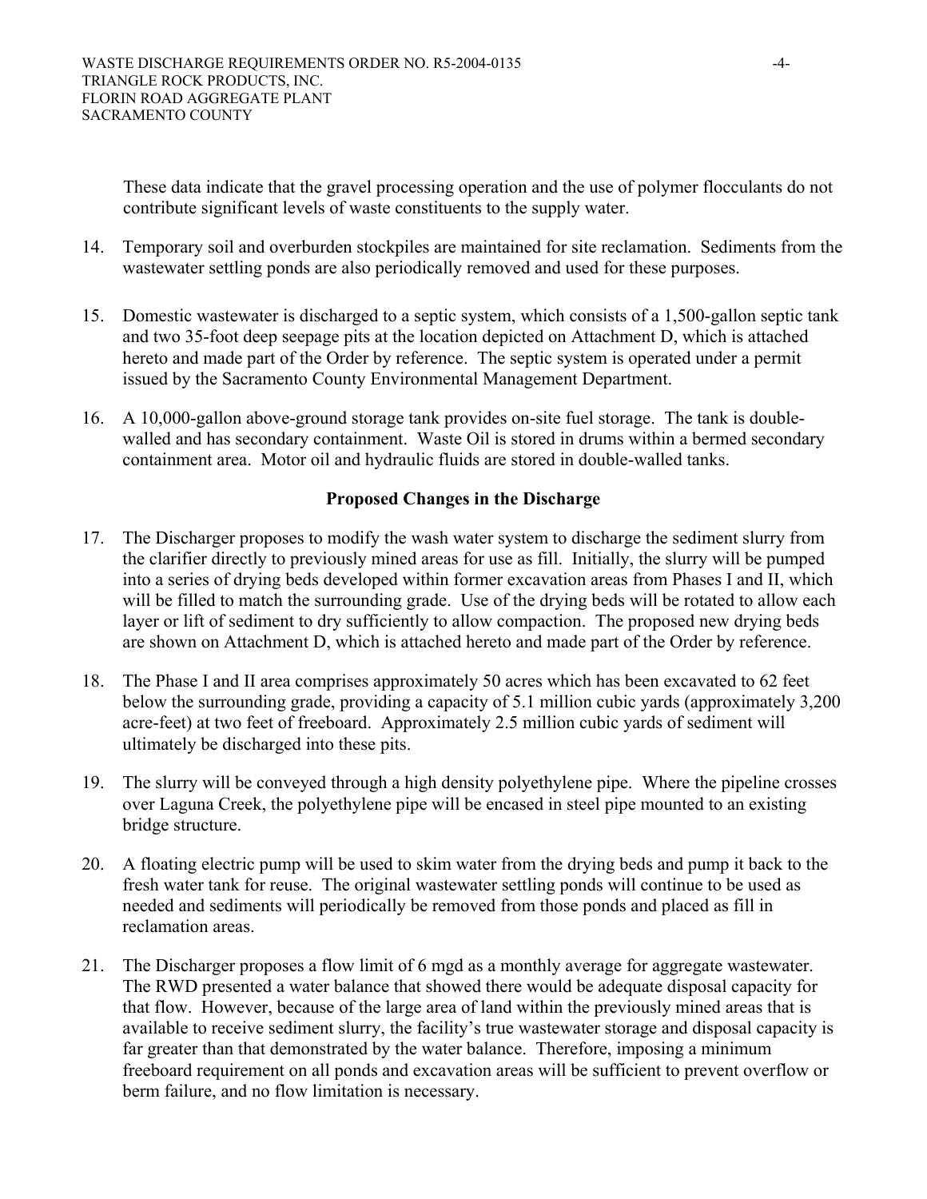These data indicate that the gravel processing operation and the use of polymer flocculants do not contribute significant levels of waste constituents to the supply water.

14. Temporary soil and overburden stockpiles are maintained for site reclamation. Sediments from the wastewater settling ponds are also periodically removed and used for these purposes.

15. Domestic wastewater is discharged to a septic system, which consists of a 1,500-gallon septic tank and two 35-foot deep seepage pits at the location depicted on Attachment D, which is attached hereto and made part of the Order by reference. The septic system is operated under a permit issued by the Sacramento County Environmental Management Department.

16. A 10,000-gallon above-ground storage tank provides on-site fuel storage. The tank is double-walled and has secondary containment. Waste Oil is stored in drums within a bermed secondary containment area. Motor oil and hydraulic fluids are stored in double-walled tanks.

**Proposed Changes in the Discharge**

17. The Discharger proposes to modify the wash water system to discharge the sediment slurry from the clarifier directly to previously mined areas for use as fill. Initially, the slurry will be pumped into a series of drying beds developed within former excavation areas from Phases I and II, which will be filled to match the surrounding grade. Use of the drying beds will be rotated to allow each layer or lift of sediment to dry sufficiently to allow compaction. The proposed new drying beds are shown on Attachment D, which is attached hereto and made part of the Order by reference.

18. The Phase I and II area comprises approximately 50 acres which has been excavated to 62 feet below the surrounding grade, providing a capacity of 5.1 million cubic yards (approximately 3,200 acre-feet) at two feet of freeboard. Approximately 2.5 million cubic yards of sediment will ultimately be discharged into these pits.

19. The slurry will be conveyed through a high density polyethylene pipe. Where the pipeline crosses over Laguna Creek, the polyethylene pipe will be encased in steel pipe mounted to an existing bridge structure.

20. A floating electric pump will be used to skim water from the drying beds and pump it back to the fresh water tank for reuse. The original wastewater settling ponds will continue to be used as needed and sediments will periodically be removed from those ponds and placed as fill in reclamation areas.

21. The Discharger proposes a flow limit of 6 mgd as a monthly average for aggregate wastewater. The RWD presented a water balance that showed there would be adequate disposal capacity for that flow. However, because of the large area of land within the previously mined areas that is available to receive sediment slurry, the facility's true wastewater storage and disposal capacity is far greater than that demonstrated by the water balance. Therefore, imposing a minimum freeboard requirement on all ponds and excavation areas will be sufficient to prevent overflow or berm failure, and no flow limitation is necessary.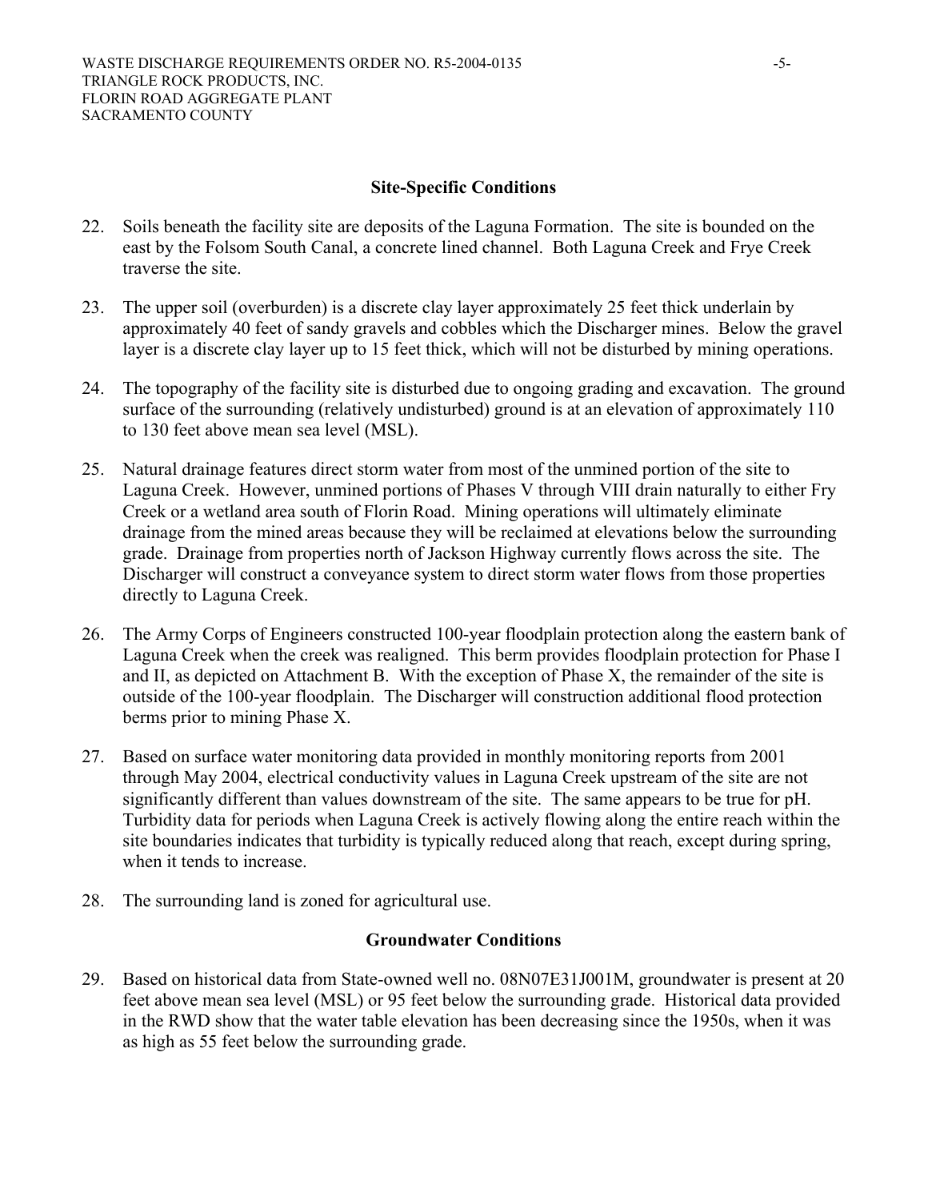## Site-Specific Conditions

22. Soils beneath the facility site are deposits of the Laguna Formation. The site is bounded on the east by the Folsom South Canal, a concrete lined channel. Both Laguna Creek and Frye Creek traverse the site.

23. The upper soil (overburden) is a discrete clay layer approximately 25 feet thick underlain by approximately 40 feet of sandy gravels and cobbles which the Discharger mines. Below the gravel layer is a discrete clay layer up to 15 feet thick, which will not be disturbed by mining operations.

24. The topography of the facility site is disturbed due to ongoing grading and excavation. The ground surface of the surrounding (relatively undisturbed) ground is at an elevation of approximately 110 to 130 feet above mean sea level (MSL).

25. Natural drainage features direct storm water from most of the unmined portion of the site to Laguna Creek. However, unmined portions of Phases V through VIII drain naturally to either Fry Creek or a wetland area south of Florin Road. Mining operations will ultimately eliminate drainage from the mined areas because they will be reclaimed at elevations below the surrounding grade. Drainage from properties north of Jackson Highway currently flows across the site. The Discharger will construct a conveyance system to direct storm water flows from those properties directly to Laguna Creek.

26. The Army Corps of Engineers constructed 100-year floodplain protection along the eastern bank of Laguna Creek when the creek was realigned. This berm provides floodplain protection for Phase I and II, as depicted on Attachment B. With the exception of Phase X, the remainder of the site is outside of the 100-year floodplain. The Discharger will construction additional flood protection berms prior to mining Phase X.

27. Based on surface water monitoring data provided in monthly monitoring reports from 2001 through May 2004, electrical conductivity values in Laguna Creek upstream of the site are not significantly different than values downstream of the site. The same appears to be true for pH. Turbidity data for periods when Laguna Creek is actively flowing along the entire reach within the site boundaries indicates that turbidity is typically reduced along that reach, except during spring, when it tends to increase.

28. The surrounding land is zoned for agricultural use.

## Groundwater Conditions

29. Based on historical data from State-owned well no. 08N07E31J001M, groundwater is present at 20 feet above mean sea level (MSL) or 95 feet below the surrounding grade. Historical data provided in the RWD show that the water table elevation has been decreasing since the 1950s, when it was as high as 55 feet below the surrounding grade.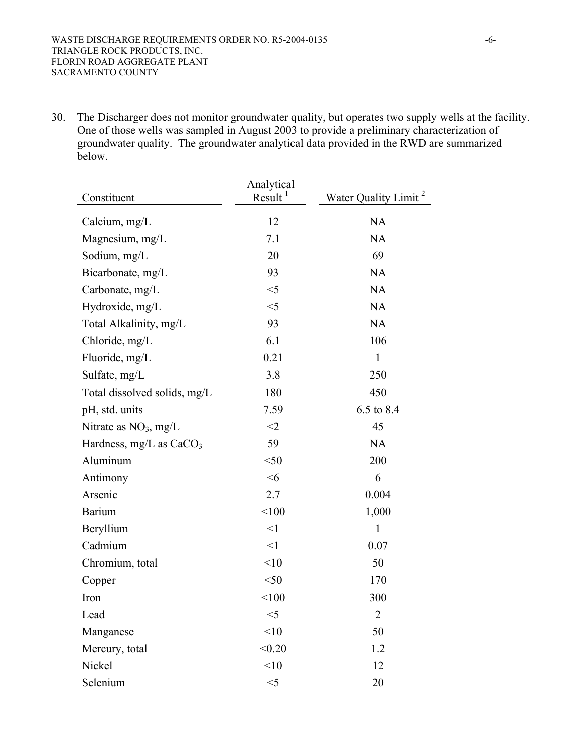30. The Discharger does not monitor groundwater quality, but operates two supply wells at the facility. One of those wells was sampled in August 2003 to provide a preliminary characterization of groundwater quality. The groundwater analytical data provided in the RWD are summarized below.

| Constituent | Analytical Result [1] | Water Quality Limit [2] |
|---|---|---|
| Calcium, mg/L | 12 | NA |
| Magnesium, mg/L | 7.1 | NA |
| Sodium, mg/L | 20 | 69 |
| Bicarbonate, mg/L | 93 | NA |
| Carbonate, mg/L | <5 | NA |
| Hydroxide, mg/L | <5 | NA |
| Total Alkalinity, mg/L | 93 | NA |
| Chloride, mg/L | 6.1 | 106 |
| Fluoride, mg/L | 0.21 | 1 |
| Sulfate, mg/L | 3.8 | 250 |
| Total dissolved solids, mg/L | 180 | 450 |
| pH, std. units | 7.59 | 6.5 to 8.4 |
| Nitrate as $NO_3$, mg/L | <2 | 45 |
| Hardness, mg/L as $CaCO_3$ | 59 | NA |
| Aluminum | <50 | 200 |
| Antimony | <6 | 6 |
| Arsenic | 2.7 | 0.004 |
| Barium | <100 | 1,000 |
| Beryllium | <1 | 1 |
| Cadmium | <1 | 0.07 |
| Chromium, total | <10 | 50 |
| Copper | <50 | 170 |
| Iron | <100 | 300 |
| Lead | <5 | 2 |
| Manganese | <10 | 50 |
| Mercury, total | <0.20 | 1.2 |
| Nickel | <10 | 12 |
| Selenium | <5 | 20 |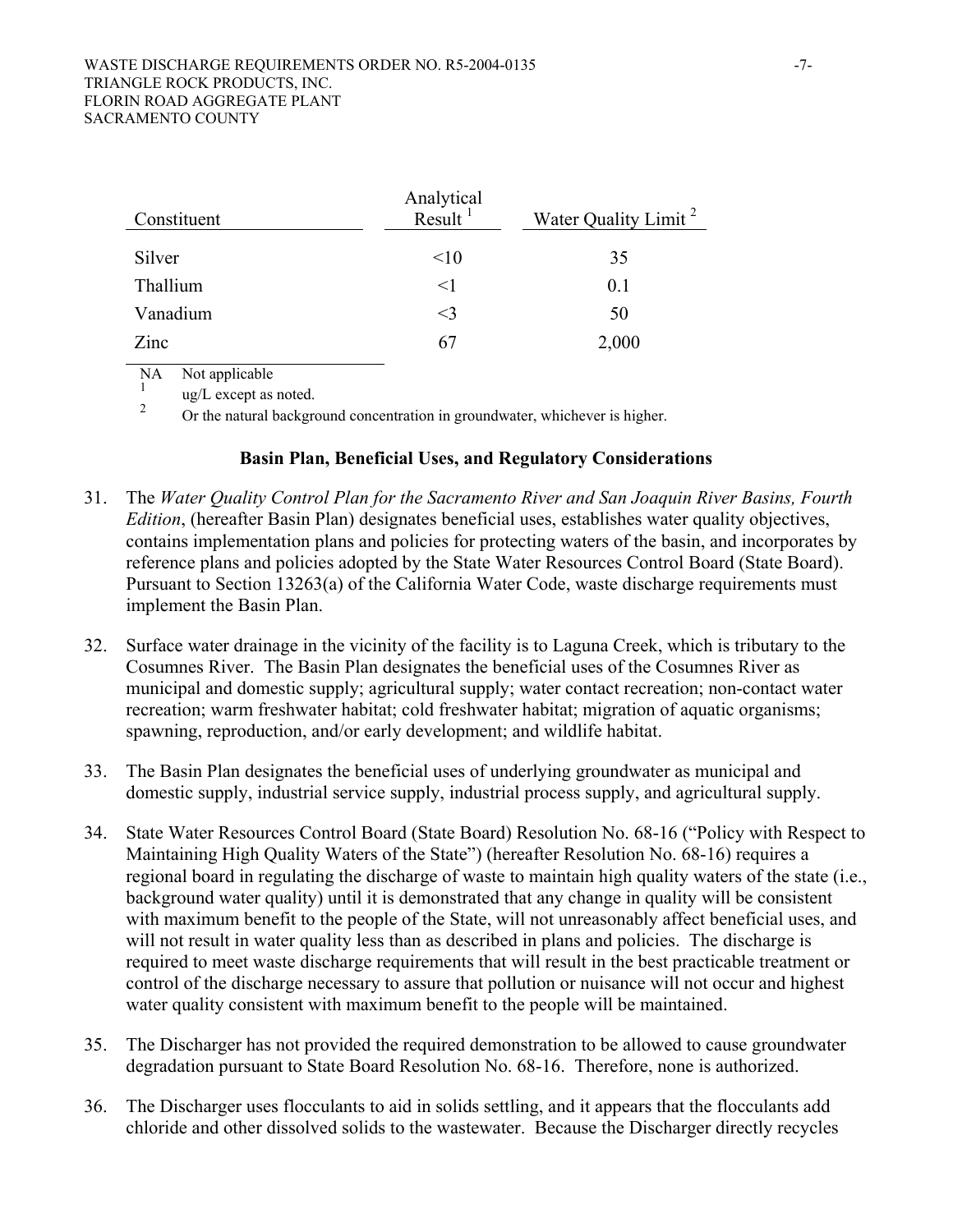| Constituent | Analytical Result [1] | Water Quality Limit [2] |
|---|---|---|
| Silver | <10 | 35 |
| Thallium | <1 | 0.1 |
| Vanadium | <3 | 50 |
| Zinc | 67 | 2,000 |

NA Not applicable

[1] ug/L except as noted.

[2] Or the natural background concentration in groundwater, whichever is higher.

### Basin Plan, Beneficial Uses, and Regulatory Considerations

31. The *Water Quality Control Plan for the Sacramento River and San Joaquin River Basins, Fourth Edition*, (hereafter Basin Plan) designates beneficial uses, establishes water quality objectives, contains implementation plans and policies for protecting waters of the basin, and incorporates by reference plans and policies adopted by the State Water Resources Control Board (State Board). Pursuant to Section 13263(a) of the California Water Code, waste discharge requirements must implement the Basin Plan.

32. Surface water drainage in the vicinity of the facility is to Laguna Creek, which is tributary to the Cosumnes River. The Basin Plan designates the beneficial uses of the Cosumnes River as municipal and domestic supply; agricultural supply; water contact recreation; non-contact water recreation; warm freshwater habitat; cold freshwater habitat; migration of aquatic organisms; spawning, reproduction, and/or early development; and wildlife habitat.

33. The Basin Plan designates the beneficial uses of underlying groundwater as municipal and domestic supply, industrial service supply, industrial process supply, and agricultural supply.

34. State Water Resources Control Board (State Board) Resolution No. 68-16 ("Policy with Respect to Maintaining High Quality Waters of the State") (hereafter Resolution No. 68-16) requires a regional board in regulating the discharge of waste to maintain high quality waters of the state (i.e., background water quality) until it is demonstrated that any change in quality will be consistent with maximum benefit to the people of the State, will not unreasonably affect beneficial uses, and will not result in water quality less than as described in plans and policies. The discharge is required to meet waste discharge requirements that will result in the best practicable treatment or control of the discharge necessary to assure that pollution or nuisance will not occur and highest water quality consistent with maximum benefit to the people will be maintained.

35. The Discharger has not provided the required demonstration to be allowed to cause groundwater degradation pursuant to State Board Resolution No. 68-16. Therefore, none is authorized.

36. The Discharger uses flocculants to aid in solids settling, and it appears that the flocculants add chloride and other dissolved solids to the wastewater. Because the Discharger directly recycles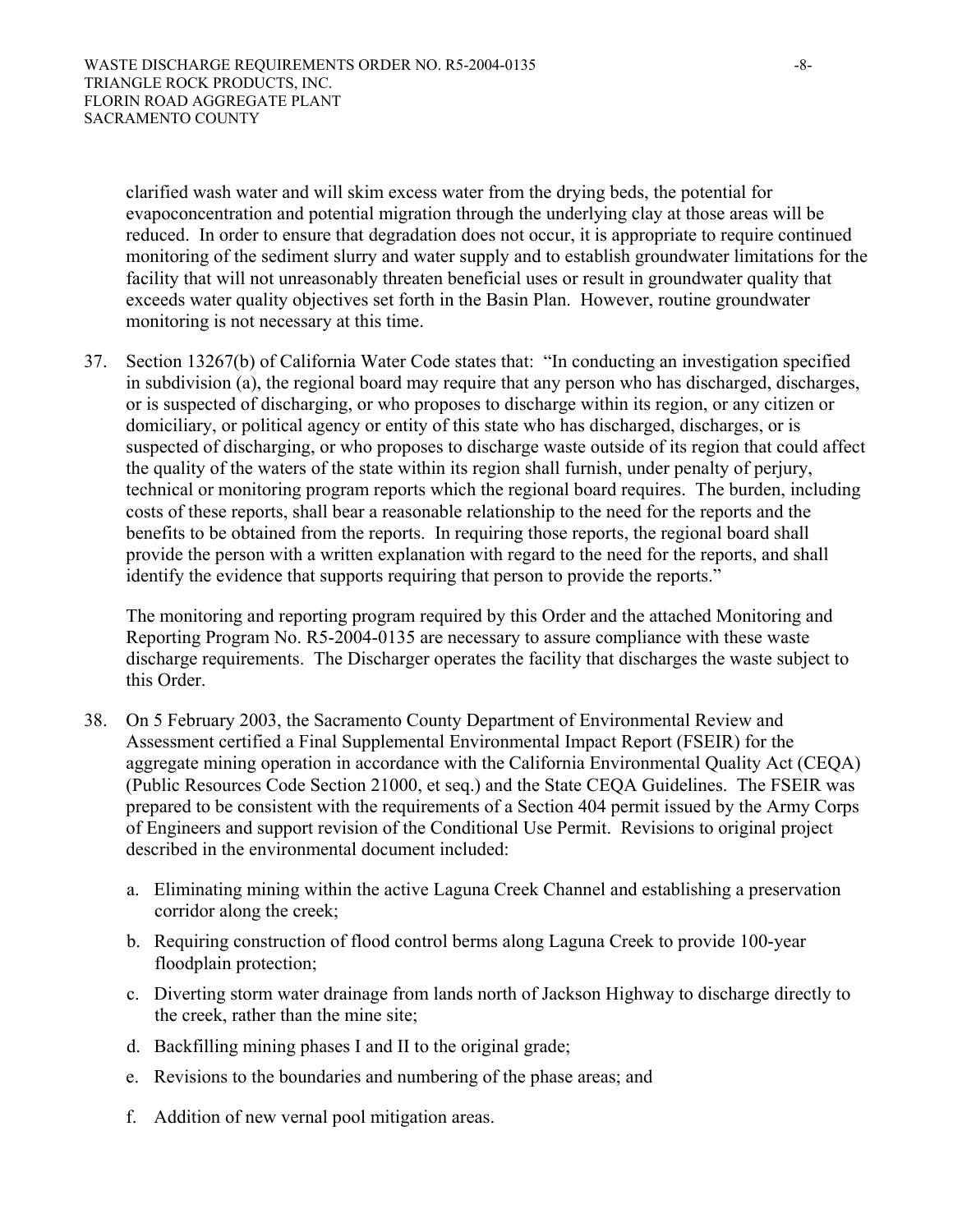clarified wash water and will skim excess water from the drying beds, the potential for evapoconcentration and potential migration through the underlying clay at those areas will be reduced. In order to ensure that degradation does not occur, it is appropriate to require continued monitoring of the sediment slurry and water supply and to establish groundwater limitations for the facility that will not unreasonably threaten beneficial uses or result in groundwater quality that exceeds water quality objectives set forth in the Basin Plan. However, routine groundwater monitoring is not necessary at this time.

37. Section 13267(b) of California Water Code states that: "In conducting an investigation specified in subdivision (a), the regional board may require that any person who has discharged, discharges, or is suspected of discharging, or who proposes to discharge within its region, or any citizen or domiciliary, or political agency or entity of this state who has discharged, discharges, or is suspected of discharging, or who proposes to discharge waste outside of its region that could affect the quality of the waters of the state within its region shall furnish, under penalty of perjury, technical or monitoring program reports which the regional board requires. The burden, including costs of these reports, shall bear a reasonable relationship to the need for the reports and the benefits to be obtained from the reports. In requiring those reports, the regional board shall provide the person with a written explanation with regard to the need for the reports, and shall identify the evidence that supports requiring that person to provide the reports."

    The monitoring and reporting program required by this Order and the attached Monitoring and Reporting Program No. R5-2004-0135 are necessary to assure compliance with these waste discharge requirements. The Discharger operates the facility that discharges the waste subject to this Order.

38. On 5 February 2003, the Sacramento County Department of Environmental Review and Assessment certified a Final Supplemental Environmental Impact Report (FSEIR) for the aggregate mining operation in accordance with the California Environmental Quality Act (CEQA) (Public Resources Code Section 21000, et seq.) and the State CEQA Guidelines. The FSEIR was prepared to be consistent with the requirements of a Section 404 permit issued by the Army Corps of Engineers and support revision of the Conditional Use Permit. Revisions to original project described in the environmental document included:

    a. Eliminating mining within the active Laguna Creek Channel and establishing a preservation corridor along the creek;

    b. Requiring construction of flood control berms along Laguna Creek to provide 100-year floodplain protection;

    c. Diverting storm water drainage from lands north of Jackson Highway to discharge directly to the creek, rather than the mine site;

    d. Backfilling mining phases I and II to the original grade;

    e. Revisions to the boundaries and numbering of the phase areas; and

    f. Addition of new vernal pool mitigation areas.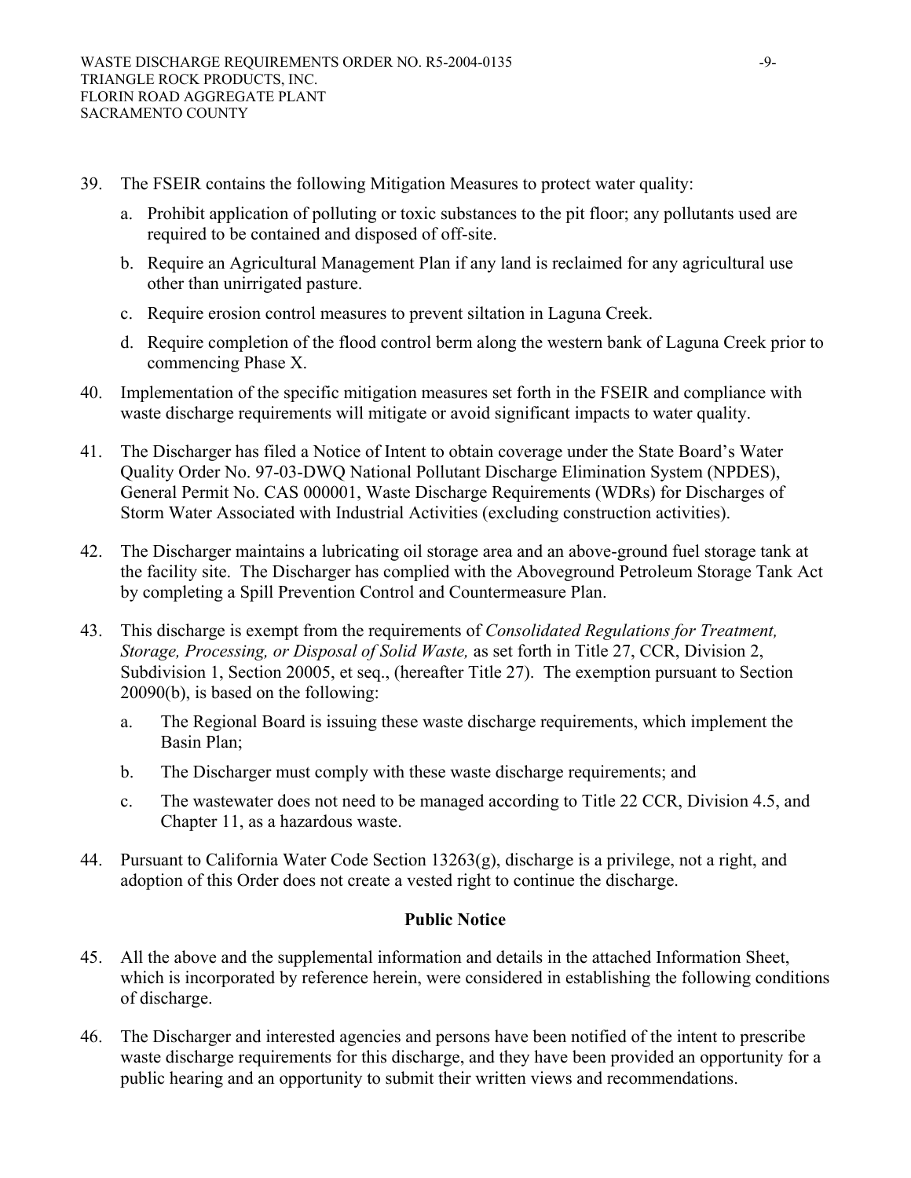39. The FSEIR contains the following Mitigation Measures to protect water quality:

    a. Prohibit application of polluting or toxic substances to the pit floor; any pollutants used are required to be contained and disposed of off-site.

    b. Require an Agricultural Management Plan if any land is reclaimed for any agricultural use other than unirrigated pasture.

    c. Require erosion control measures to prevent siltation in Laguna Creek.

    d. Require completion of the flood control berm along the western bank of Laguna Creek prior to commencing Phase X.

40. Implementation of the specific mitigation measures set forth in the FSEIR and compliance with waste discharge requirements will mitigate or avoid significant impacts to water quality.

41. The Discharger has filed a Notice of Intent to obtain coverage under the State Board's Water Quality Order No. 97-03-DWQ National Pollutant Discharge Elimination System (NPDES), General Permit No. CAS 000001, Waste Discharge Requirements (WDRs) for Discharges of Storm Water Associated with Industrial Activities (excluding construction activities).

42. The Discharger maintains a lubricating oil storage area and an above-ground fuel storage tank at the facility site. The Discharger has complied with the Aboveground Petroleum Storage Tank Act by completing a Spill Prevention Control and Countermeasure Plan.

43. This discharge is exempt from the requirements of *Consolidated Regulations for Treatment, Storage, Processing, or Disposal of Solid Waste,* as set forth in Title 27, CCR, Division 2, Subdivision 1, Section 20005, et seq., (hereafter Title 27). The exemption pursuant to Section 20090(b), is based on the following:

    a. The Regional Board is issuing these waste discharge requirements, which implement the Basin Plan;

    b. The Discharger must comply with these waste discharge requirements; and

    c. The wastewater does not need to be managed according to Title 22 CCR, Division 4.5, and Chapter 11, as a hazardous waste.

44. Pursuant to California Water Code Section 13263(g), discharge is a privilege, not a right, and adoption of this Order does not create a vested right to continue the discharge.

**Public Notice**

45. All the above and the supplemental information and details in the attached Information Sheet, which is incorporated by reference herein, were considered in establishing the following conditions of discharge.

46. The Discharger and interested agencies and persons have been notified of the intent to prescribe waste discharge requirements for this discharge, and they have been provided an opportunity for a public hearing and an opportunity to submit their written views and recommendations.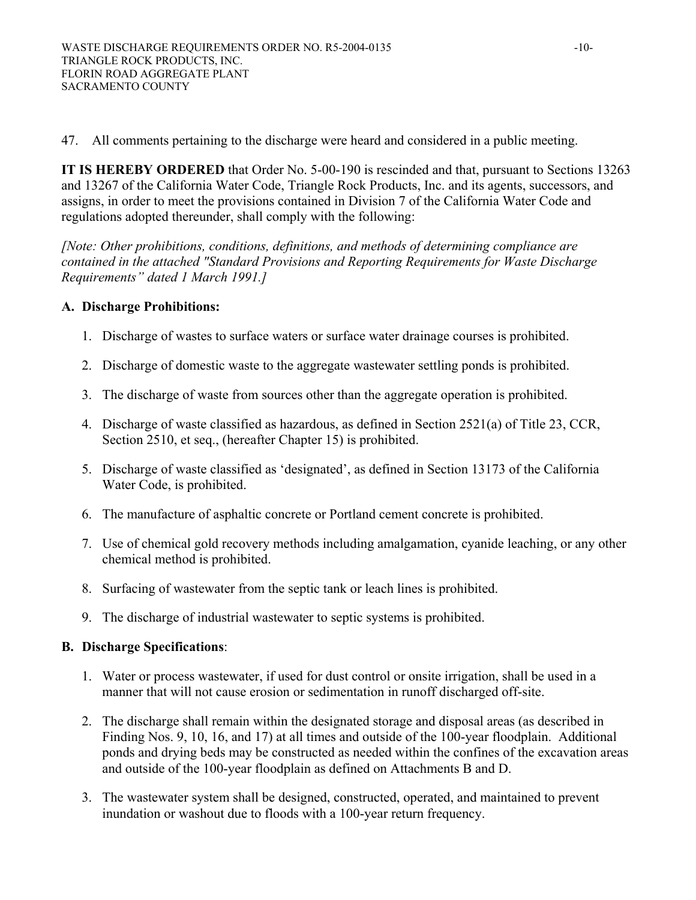47. All comments pertaining to the discharge were heard and considered in a public meeting.

**IT IS HEREBY ORDERED** that Order No. 5-00-190 is rescinded and that, pursuant to Sections 13263 and 13267 of the California Water Code, Triangle Rock Products, Inc. and its agents, successors, and assigns, in order to meet the provisions contained in Division 7 of the California Water Code and regulations adopted thereunder, shall comply with the following:

*[Note: Other prohibitions, conditions, definitions, and methods of determining compliance are contained in the attached "Standard Provisions and Reporting Requirements for Waste Discharge Requirements" dated 1 March 1991.]*

**A. Discharge Prohibitions:**

1. Discharge of wastes to surface waters or surface water drainage courses is prohibited.
2. Discharge of domestic waste to the aggregate wastewater settling ponds is prohibited.
3. The discharge of waste from sources other than the aggregate operation is prohibited.
4. Discharge of waste classified as hazardous, as defined in Section 2521(a) of Title 23, CCR, Section 2510, et seq., (hereafter Chapter 15) is prohibited.
5. Discharge of waste classified as 'designated', as defined in Section 13173 of the California Water Code, is prohibited.
6. The manufacture of asphaltic concrete or Portland cement concrete is prohibited.
7. Use of chemical gold recovery methods including amalgamation, cyanide leaching, or any other chemical method is prohibited.
8. Surfacing of wastewater from the septic tank or leach lines is prohibited.
9. The discharge of industrial wastewater to septic systems is prohibited.

**B. Discharge Specifications**:

1. Water or process wastewater, if used for dust control or onsite irrigation, shall be used in a manner that will not cause erosion or sedimentation in runoff discharged off-site.
2. The discharge shall remain within the designated storage and disposal areas (as described in Finding Nos. 9, 10, 16, and 17) at all times and outside of the 100-year floodplain. Additional ponds and drying beds may be constructed as needed within the confines of the excavation areas and outside of the 100-year floodplain as defined on Attachments B and D.
3. The wastewater system shall be designed, constructed, operated, and maintained to prevent inundation or washout due to floods with a 100-year return frequency.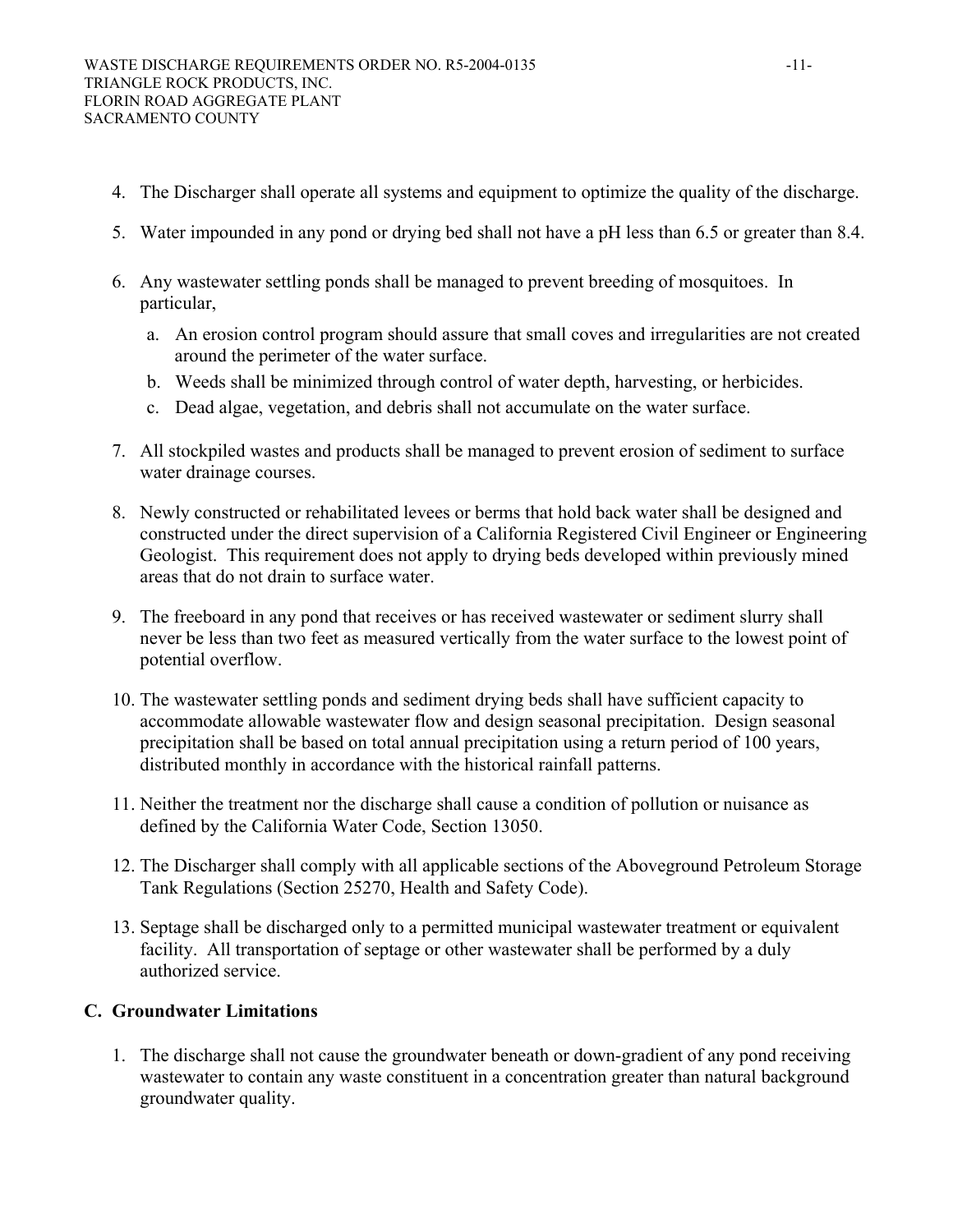4. The Discharger shall operate all systems and equipment to optimize the quality of the discharge.

5. Water impounded in any pond or drying bed shall not have a pH less than 6.5 or greater than 8.4.

6. Any wastewater settling ponds shall be managed to prevent breeding of mosquitoes. In particular,

   a. An erosion control program should assure that small coves and irregularities are not created around the perimeter of the water surface.
   b. Weeds shall be minimized through control of water depth, harvesting, or herbicides.
   c. Dead algae, vegetation, and debris shall not accumulate on the water surface.

7. All stockpiled wastes and products shall be managed to prevent erosion of sediment to surface water drainage courses.

8. Newly constructed or rehabilitated levees or berms that hold back water shall be designed and constructed under the direct supervision of a California Registered Civil Engineer or Engineering Geologist. This requirement does not apply to drying beds developed within previously mined areas that do not drain to surface water.

9. The freeboard in any pond that receives or has received wastewater or sediment slurry shall never be less than two feet as measured vertically from the water surface to the lowest point of potential overflow.

10. The wastewater settling ponds and sediment drying beds shall have sufficient capacity to accommodate allowable wastewater flow and design seasonal precipitation. Design seasonal precipitation shall be based on total annual precipitation using a return period of 100 years, distributed monthly in accordance with the historical rainfall patterns.

11. Neither the treatment nor the discharge shall cause a condition of pollution or nuisance as defined by the California Water Code, Section 13050.

12. The Discharger shall comply with all applicable sections of the Aboveground Petroleum Storage Tank Regulations (Section 25270, Health and Safety Code).

13. Septage shall be discharged only to a permitted municipal wastewater treatment or equivalent facility. All transportation of septage or other wastewater shall be performed by a duly authorized service.

## C. Groundwater Limitations

1. The discharge shall not cause the groundwater beneath or down-gradient of any pond receiving wastewater to contain any waste constituent in a concentration greater than natural background groundwater quality.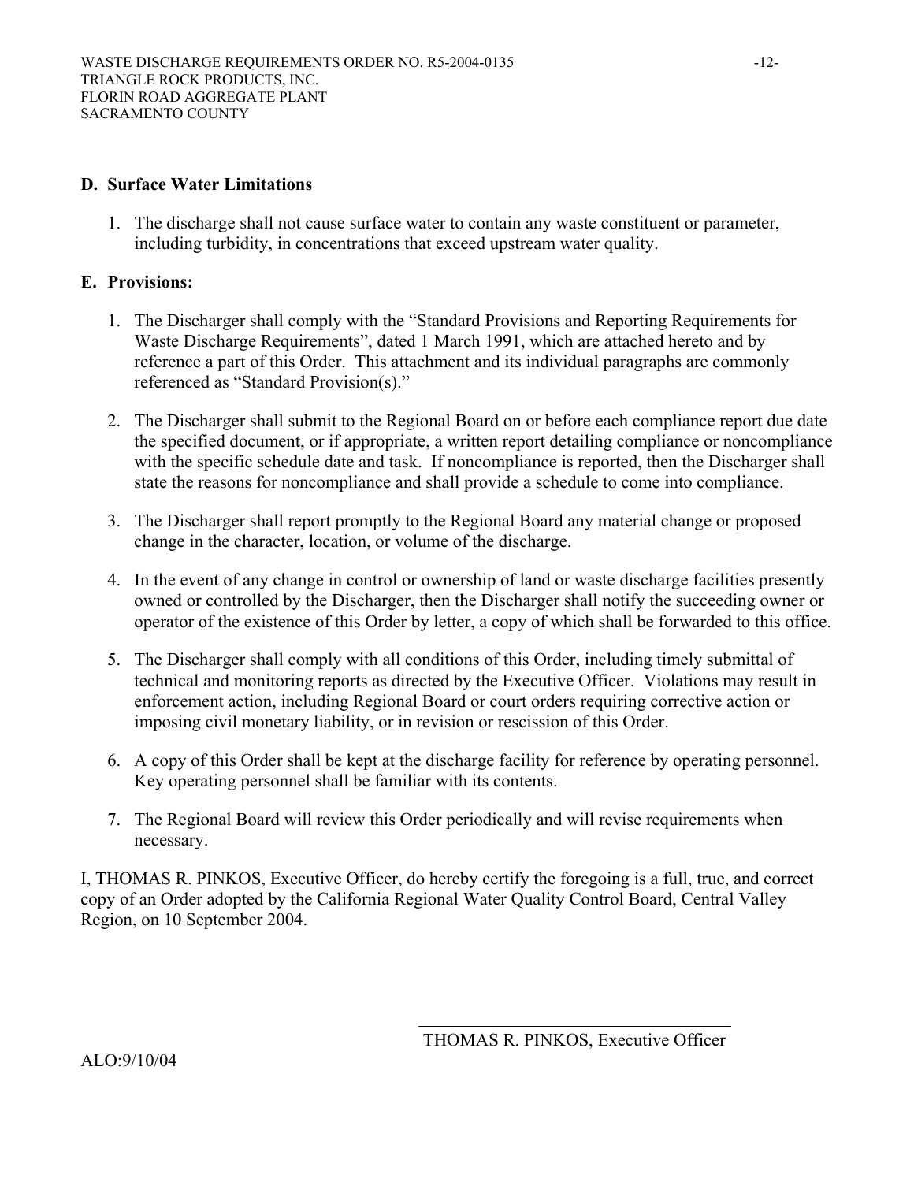## D. Surface Water Limitations

1. The discharge shall not cause surface water to contain any waste constituent or parameter, including turbidity, in concentrations that exceed upstream water quality.

## E. Provisions:

1. The Discharger shall comply with the "Standard Provisions and Reporting Requirements for Waste Discharge Requirements", dated 1 March 1991, which are attached hereto and by reference a part of this Order. This attachment and its individual paragraphs are commonly referenced as "Standard Provision(s)."

2. The Discharger shall submit to the Regional Board on or before each compliance report due date the specified document, or if appropriate, a written report detailing compliance or noncompliance with the specific schedule date and task. If noncompliance is reported, then the Discharger shall state the reasons for noncompliance and shall provide a schedule to come into compliance.

3. The Discharger shall report promptly to the Regional Board any material change or proposed change in the character, location, or volume of the discharge.

4. In the event of any change in control or ownership of land or waste discharge facilities presently owned or controlled by the Discharger, then the Discharger shall notify the succeeding owner or operator of the existence of this Order by letter, a copy of which shall be forwarded to this office.

5. The Discharger shall comply with all conditions of this Order, including timely submittal of technical and monitoring reports as directed by the Executive Officer. Violations may result in enforcement action, including Regional Board or court orders requiring corrective action or imposing civil monetary liability, or in revision or rescission of this Order.

6. A copy of this Order shall be kept at the discharge facility for reference by operating personnel. Key operating personnel shall be familiar with its contents.

7. The Regional Board will review this Order periodically and will revise requirements when necessary.

I, THOMAS R. PINKOS, Executive Officer, do hereby certify the foregoing is a full, true, and correct copy of an Order adopted by the California Regional Water Quality Control Board, Central Valley Region, on 10 September 2004.

THOMAS R. PINKOS, Executive Officer

ALO:9/10/04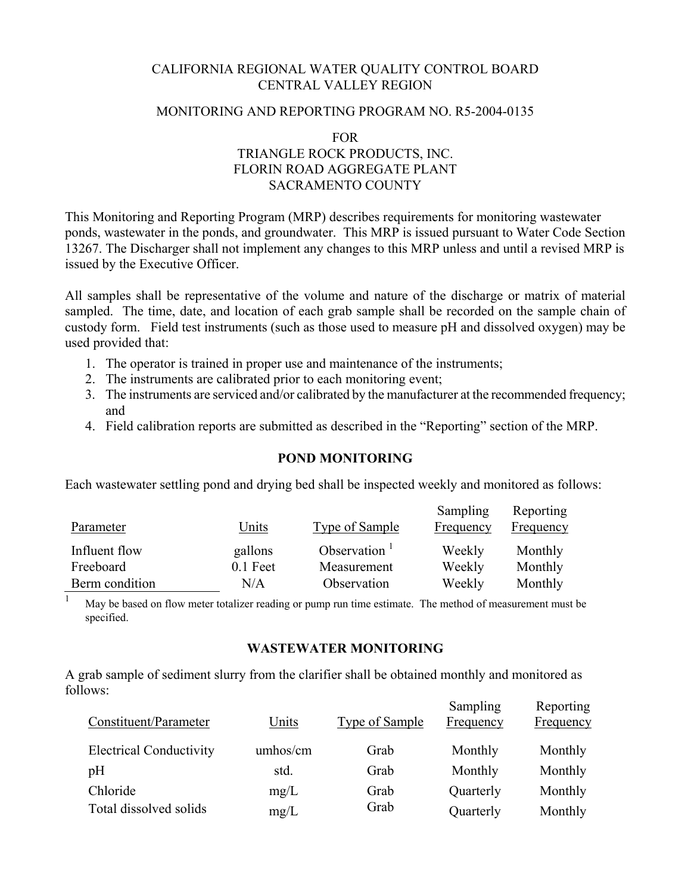CALIFORNIA REGIONAL WATER QUALITY CONTROL BOARD
CENTRAL VALLEY REGION

MONITORING AND REPORTING PROGRAM NO. R5-2004-0135

FOR
TRIANGLE ROCK PRODUCTS, INC.
FLORIN ROAD AGGREGATE PLANT
SACRAMENTO COUNTY

This Monitoring and Reporting Program (MRP) describes requirements for monitoring wastewater ponds, wastewater in the ponds, and groundwater. This MRP is issued pursuant to Water Code Section 13267. The Discharger shall not implement any changes to this MRP unless and until a revised MRP is issued by the Executive Officer.

All samples shall be representative of the volume and nature of the discharge or matrix of material sampled. The time, date, and location of each grab sample shall be recorded on the sample chain of custody form. Field test instruments (such as those used to measure pH and dissolved oxygen) may be used provided that:

1. The operator is trained in proper use and maintenance of the instruments;
2. The instruments are calibrated prior to each monitoring event;
3. The instruments are serviced and/or calibrated by the manufacturer at the recommended frequency; and
4. Field calibration reports are submitted as described in the "Reporting" section of the MRP.

## POND MONITORING

Each wastewater settling pond and drying bed shall be inspected weekly and monitored as follows:

| Parameter | Units | Type of Sample | Sampling Frequency | Reporting Frequency |
|---|---|---|---|---|
| Influent flow | gallons | Observation [1] | Weekly | Monthly |
| Freeboard | 0.1 Feet | Measurement | Weekly | Monthly |
| Berm condition | N/A | Observation | Weekly | Monthly |

[1] May be based on flow meter totalizer reading or pump run time estimate. The method of measurement must be specified.

## WASTEWATER MONITORING

A grab sample of sediment slurry from the clarifier shall be obtained monthly and monitored as follows:

| Constituent/Parameter | Units | Type of Sample | Sampling Frequency | Reporting Frequency |
|---|---|---|---|---|
| Electrical Conductivity | umhos/cm | Grab | Monthly | Monthly |
| pH | std. | Grab | Monthly | Monthly |
| Chloride | mg/L | Grab | Quarterly | Monthly |
| Total dissolved solids | mg/L | Grab | Quarterly | Monthly |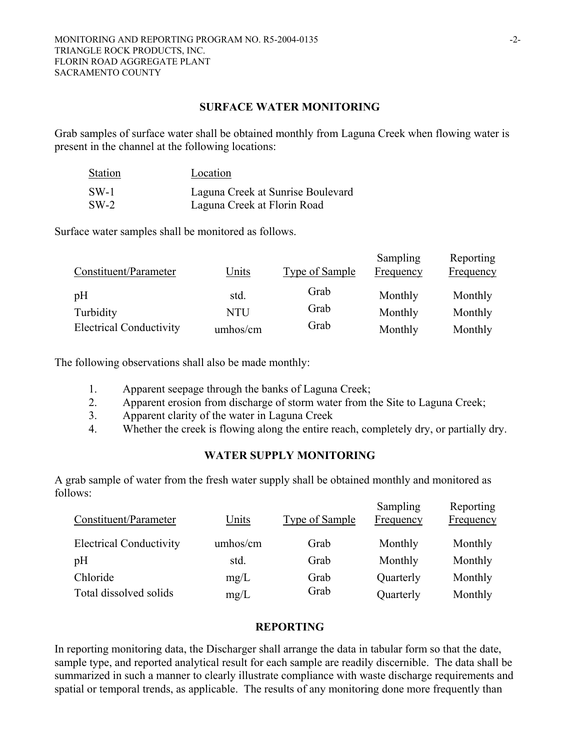## SURFACE WATER MONITORING

Grab samples of surface water shall be obtained monthly from Laguna Creek when flowing water is present in the channel at the following locations:

| Station | Location |
|---|---|
| SW-1 | Laguna Creek at Sunrise Boulevard |
| SW-2 | Laguna Creek at Florin Road |

Surface water samples shall be monitored as follows.

| Constituent/Parameter | Units | Type of Sample | Sampling Frequency | Reporting Frequency |
|---|---|---|---|---|
| pH | std. | Grab | Monthly | Monthly |
| Turbidity | NTU | Grab | Monthly | Monthly |
| Electrical Conductivity | umhos/cm | Grab | Monthly | Monthly |

The following observations shall also be made monthly:

1. Apparent seepage through the banks of Laguna Creek;
2. Apparent erosion from discharge of storm water from the Site to Laguna Creek;
3. Apparent clarity of the water in Laguna Creek
4. Whether the creek is flowing along the entire reach, completely dry, or partially dry.

## WATER SUPPLY MONITORING

A grab sample of water from the fresh water supply shall be obtained monthly and monitored as follows:

| Constituent/Parameter | Units | Type of Sample | Sampling Frequency | Reporting Frequency |
|---|---|---|---|---|
| Electrical Conductivity | umhos/cm | Grab | Monthly | Monthly |
| pH | std. | Grab | Monthly | Monthly |
| Chloride | mg/L | Grab | Quarterly | Monthly |
| Total dissolved solids | mg/L | Grab | Quarterly | Monthly |

## REPORTING

In reporting monitoring data, the Discharger shall arrange the data in tabular form so that the date, sample type, and reported analytical result for each sample are readily discernible. The data shall be summarized in such a manner to clearly illustrate compliance with waste discharge requirements and spatial or temporal trends, as applicable. The results of any monitoring done more frequently than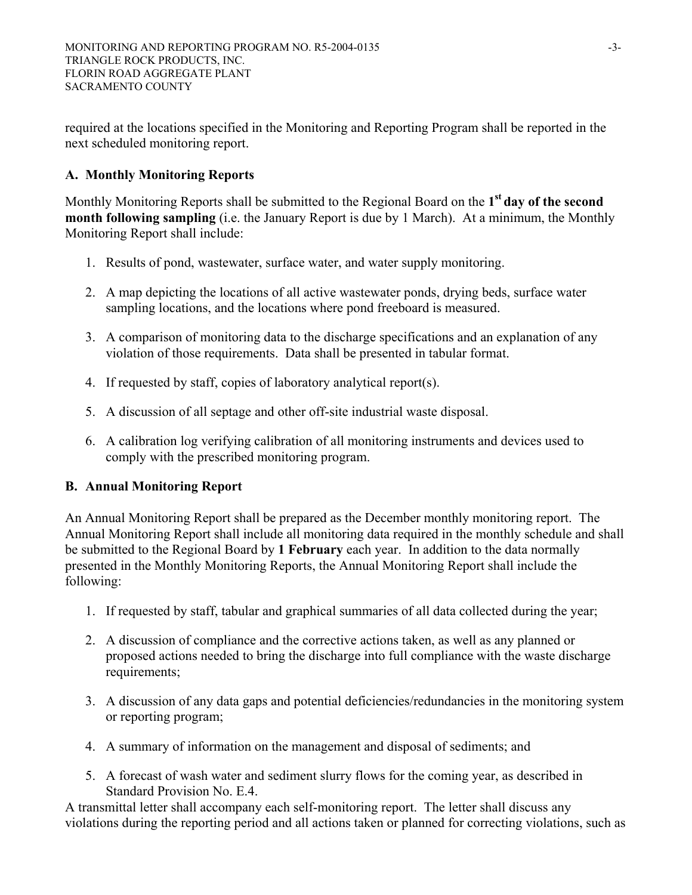required at the locations specified in the Monitoring and Reporting Program shall be reported in the next scheduled monitoring report.

## A. Monthly Monitoring Reports

Monthly Monitoring Reports shall be submitted to the Regional Board on the **1st day of the second month following sampling** (i.e. the January Report is due by 1 March). At a minimum, the Monthly Monitoring Report shall include:

1. Results of pond, wastewater, surface water, and water supply monitoring.
2. A map depicting the locations of all active wastewater ponds, drying beds, surface water sampling locations, and the locations where pond freeboard is measured.
3. A comparison of monitoring data to the discharge specifications and an explanation of any violation of those requirements. Data shall be presented in tabular format.
4. If requested by staff, copies of laboratory analytical report(s).
5. A discussion of all septage and other off-site industrial waste disposal.
6. A calibration log verifying calibration of all monitoring instruments and devices used to comply with the prescribed monitoring program.

## B. Annual Monitoring Report

An Annual Monitoring Report shall be prepared as the December monthly monitoring report. The Annual Monitoring Report shall include all monitoring data required in the monthly schedule and shall be submitted to the Regional Board by **1 February** each year. In addition to the data normally presented in the Monthly Monitoring Reports, the Annual Monitoring Report shall include the following:

1. If requested by staff, tabular and graphical summaries of all data collected during the year;
2. A discussion of compliance and the corrective actions taken, as well as any planned or proposed actions needed to bring the discharge into full compliance with the waste discharge requirements;
3. A discussion of any data gaps and potential deficiencies/redundancies in the monitoring system or reporting program;
4. A summary of information on the management and disposal of sediments; and
5. A forecast of wash water and sediment slurry flows for the coming year, as described in Standard Provision No. E.4.

A transmittal letter shall accompany each self-monitoring report. The letter shall discuss any violations during the reporting period and all actions taken or planned for correcting violations, such as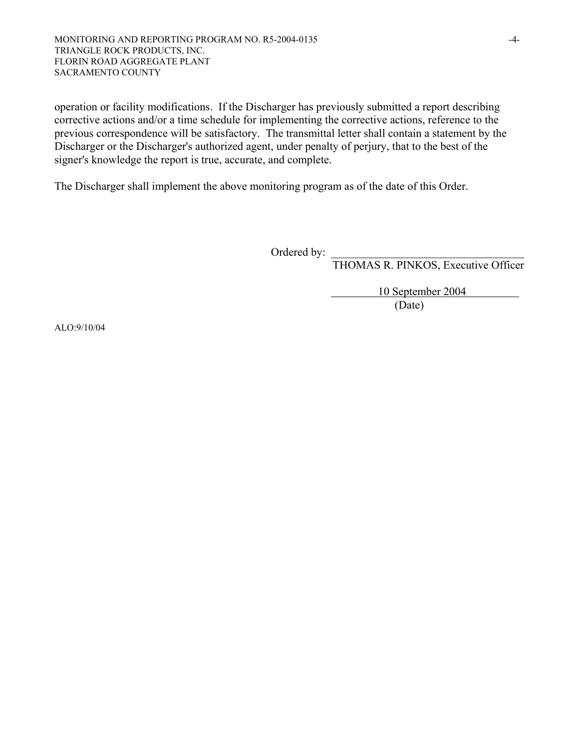operation or facility modifications. If the Discharger has previously submitted a report describing corrective actions and/or a time schedule for implementing the corrective actions, reference to the previous correspondence will be satisfactory. The transmittal letter shall contain a statement by the Discharger or the Discharger's authorized agent, under penalty of perjury, that to the best of the signer's knowledge the report is true, accurate, and complete.

The Discharger shall implement the above monitoring program as of the date of this Order.

Ordered by: \_\_\_\_\_\_\_\_\_\_\_\_\_\_\_\_\_\_\_\_\_\_\_\_\_\_\_\_\_\_\_\_\_\_\_

THOMAS R. PINKOS, Executive Officer

10 September 2004

(Date)

ALO:9/10/04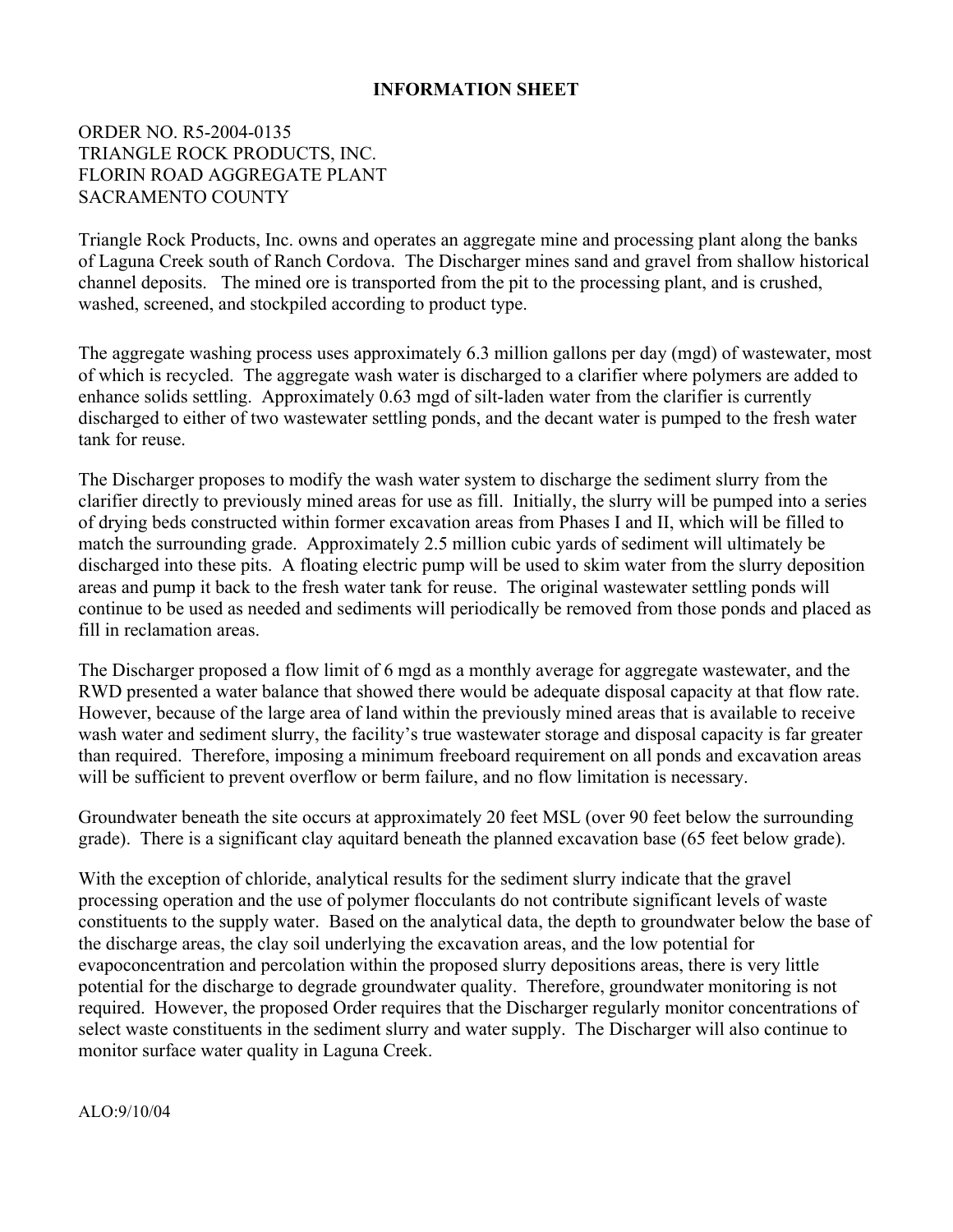**INFORMATION SHEET**

ORDER NO. R5-2004-0135
TRIANGLE ROCK PRODUCTS, INC.
FLORIN ROAD AGGREGATE PLANT
SACRAMENTO COUNTY

Triangle Rock Products, Inc. owns and operates an aggregate mine and processing plant along the banks of Laguna Creek south of Ranch Cordova. The Discharger mines sand and gravel from shallow historical channel deposits. The mined ore is transported from the pit to the processing plant, and is crushed, washed, screened, and stockpiled according to product type.

The aggregate washing process uses approximately 6.3 million gallons per day (mgd) of wastewater, most of which is recycled. The aggregate wash water is discharged to a clarifier where polymers are added to enhance solids settling. Approximately 0.63 mgd of silt-laden water from the clarifier is currently discharged to either of two wastewater settling ponds, and the decant water is pumped to the fresh water tank for reuse.

The Discharger proposes to modify the wash water system to discharge the sediment slurry from the clarifier directly to previously mined areas for use as fill. Initially, the slurry will be pumped into a series of drying beds constructed within former excavation areas from Phases I and II, which will be filled to match the surrounding grade. Approximately 2.5 million cubic yards of sediment will ultimately be discharged into these pits. A floating electric pump will be used to skim water from the slurry deposition areas and pump it back to the fresh water tank for reuse. The original wastewater settling ponds will continue to be used as needed and sediments will periodically be removed from those ponds and placed as fill in reclamation areas.

The Discharger proposed a flow limit of 6 mgd as a monthly average for aggregate wastewater, and the RWD presented a water balance that showed there would be adequate disposal capacity at that flow rate. However, because of the large area of land within the previously mined areas that is available to receive wash water and sediment slurry, the facility's true wastewater storage and disposal capacity is far greater than required. Therefore, imposing a minimum freeboard requirement on all ponds and excavation areas will be sufficient to prevent overflow or berm failure, and no flow limitation is necessary.

Groundwater beneath the site occurs at approximately 20 feet MSL (over 90 feet below the surrounding grade). There is a significant clay aquitard beneath the planned excavation base (65 feet below grade).

With the exception of chloride, analytical results for the sediment slurry indicate that the gravel processing operation and the use of polymer flocculants do not contribute significant levels of waste constituents to the supply water. Based on the analytical data, the depth to groundwater below the base of the discharge areas, the clay soil underlying the excavation areas, and the low potential for evapoconcentration and percolation within the proposed slurry depositions areas, there is very little potential for the discharge to degrade groundwater quality. Therefore, groundwater monitoring is not required. However, the proposed Order requires that the Discharger regularly monitor concentrations of select waste constituents in the sediment slurry and water supply. The Discharger will also continue to monitor surface water quality in Laguna Creek.

ALO:9/10/04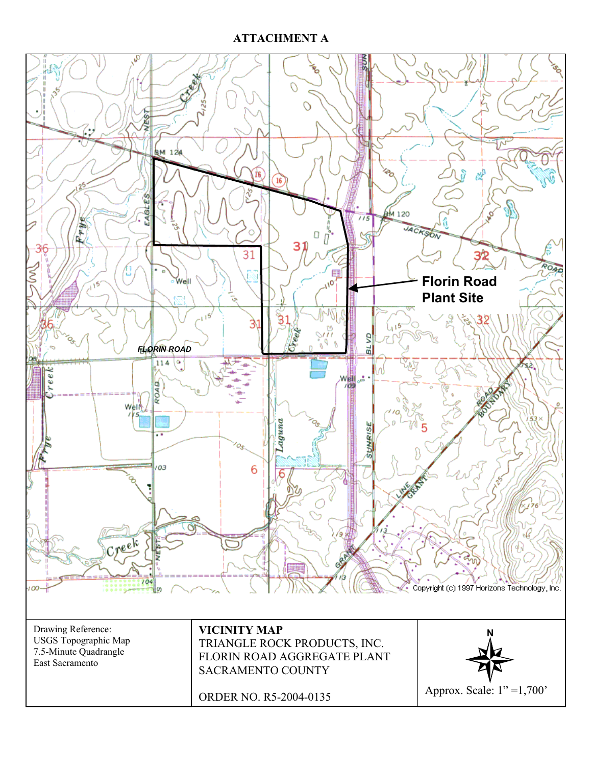# ATTACHMENT A

Florin Road Plant Site

| Drawing Reference: USGS Topographic Map 7.5-Minute Quadrangle East Sacramento | **VICINITY MAP** TRIANGLE ROCK PRODUCTS, INC. FLORIN ROAD AGGREGATE PLANT SACRAMENTO COUNTY ORDER NO. R5-2004-0135 | N Approx. Scale: 1" =1,700' |
|---|---|---|

Copyright (c) 1997 Horizons Technology, Inc.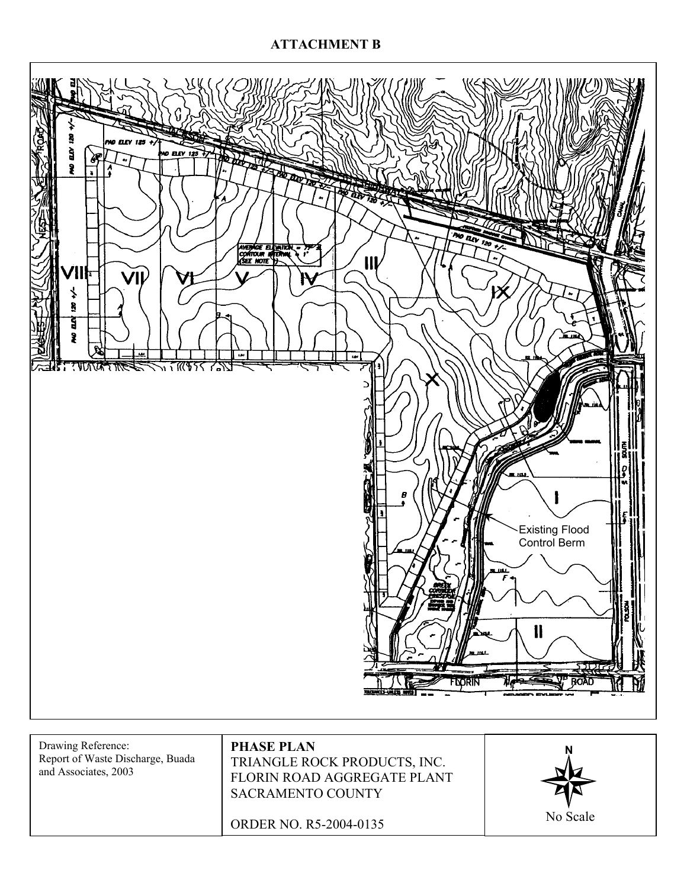# ATTACHMENT B

VIII VII VI V IV III IX X I II

AVERAGE ELEVATION = 7?' ±
CONTOUR INTERVAL = 1'
(SEE NOTE ?)

PAD ELEV 125 +/-
PAD ELEV 120 +/-

Existing Flood Control Berm

FLORIN ROAD

SOUTH FOLSOM CANAL

| Drawing Reference: Report of Waste Discharge, Buada and Associates, 2003 | **PHASE PLAN**<br>TRIANGLE ROCK PRODUCTS, INC.<br>FLORIN ROAD AGGREGATE PLANT<br>SACRAMENTO COUNTY<br><br>ORDER NO. R5-2004-0135 | N<br><br>No Scale |
|---|---|---|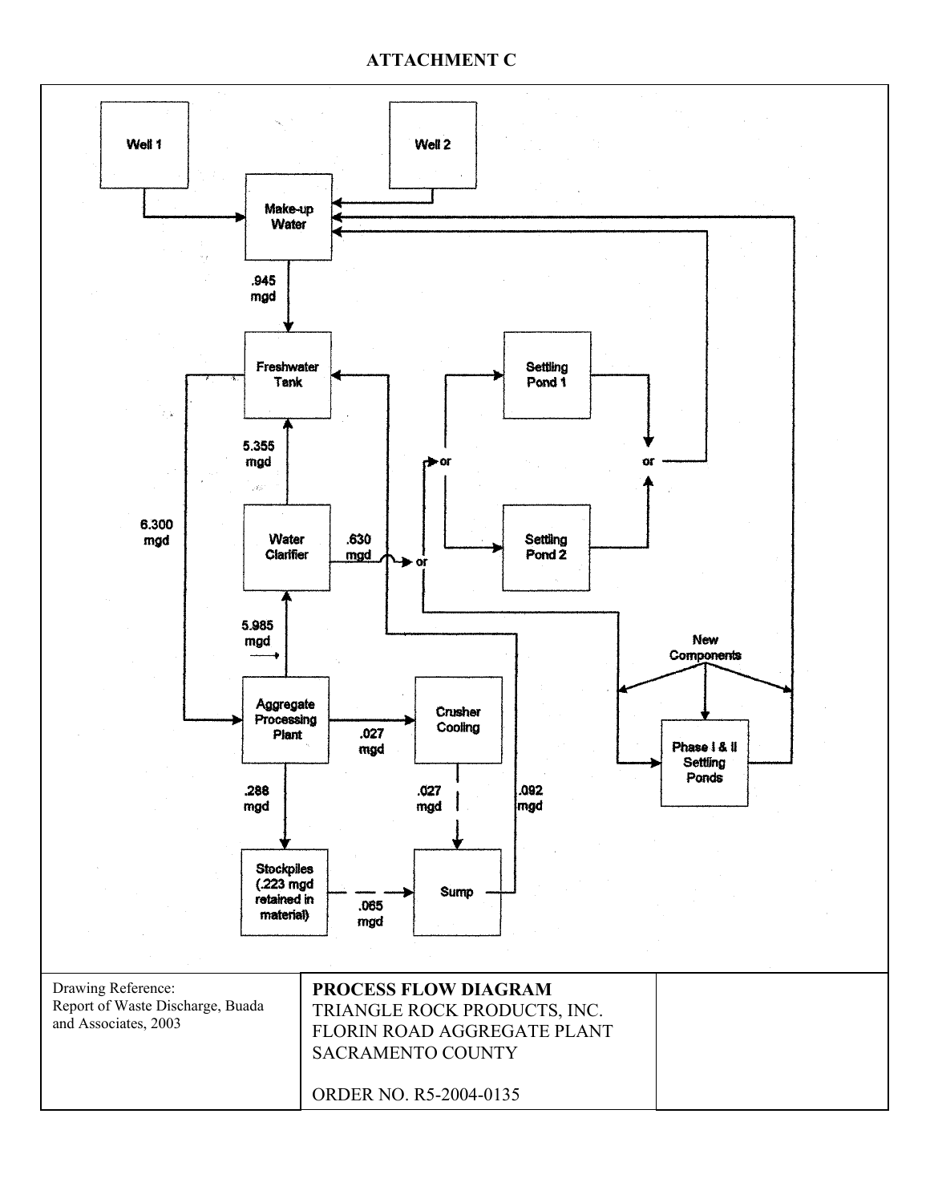# ATTACHMENT C

Well 1

Well 2

Make-up Water

.945 mgd

Freshwater Tank

5.355 mgd

6.300 mgd

Water Clarifier

.630 mgd

or

Settling Pond 1

Settling Pond 2

or

or

5.985 mgd

New Components

Aggregate Processing Plant

.027 mgd

Crusher Cooling

Phase I & II Settling Ponds

.288 mgd

.027 mgd

.092 mgd

Stockpiles (.223 mgd retained in material)

.065 mgd

Sump

| Drawing Reference: Report of Waste Discharge, Buada and Associates, 2003 | **PROCESS FLOW DIAGRAM** TRIANGLE ROCK PRODUCTS, INC. FLORIN ROAD AGGREGATE PLANT SACRAMENTO COUNTY ORDER NO. R5-2004-0135 | |
|---|---|---|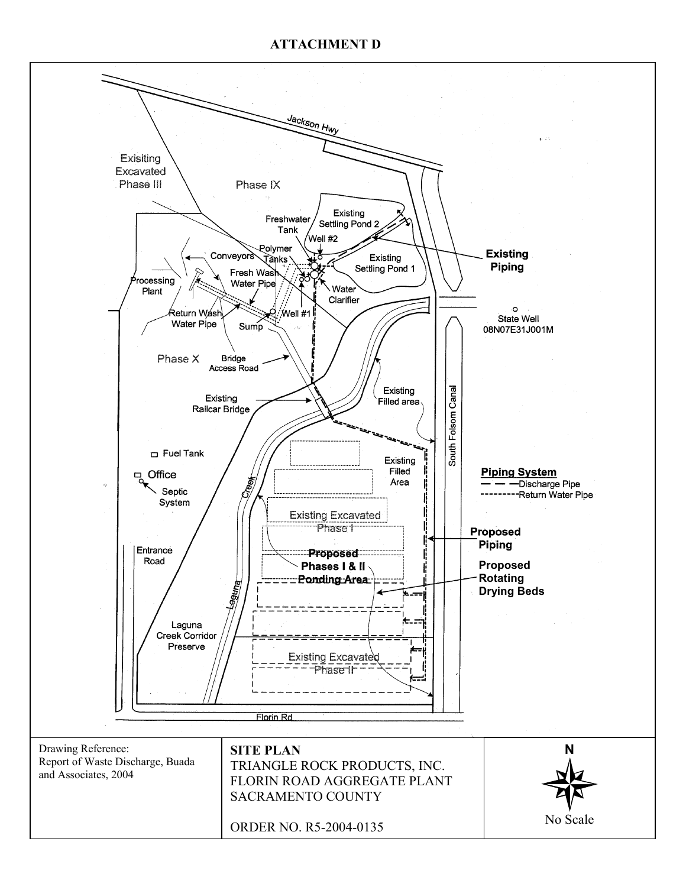# ATTACHMENT D

Jackson Hwy

Exisiting
Excavated
Phase III

Phase IX

Existing
Settling Pond 2

Freshwater
Tank

Well #2

Polymer
Tanks

Conveyors

Existing
Settling Pond 1

Existing
Piping

Fresh Wash
Water Pipe

Processing
Plant

Water
Clarifier

Return Wash
Water Pipe

Sump

Well #1

State Well
08N07E31J001M

Phase X

Bridge
Access Road

Existing
Filled area

Existing
Railcar Bridge

South Folsom Canal

Fuel Tank

Existing
Filled
Area

Office

Piping System
— — — Discharge Pipe
--------- Return Water Pipe

Septic
System

Creek

Existing Excavated
Phase I

Proposed
Piping

Entrance
Road

Proposed
Phases I & II
Ponding Area

Proposed
Rotating
Drying Beds

Laguna

Laguna
Creek Corridor
Preserve

Existing Excavated
Phase II

Florin Rd

| | | |
|---|---|---|
| Drawing Reference: Report of Waste Discharge, Buada and Associates, 2004 | **SITE PLAN** TRIANGLE ROCK PRODUCTS, INC. FLORIN ROAD AGGREGATE PLANT SACRAMENTO COUNTY<br><br>ORDER NO. R5-2004-0135 | N<br><br>No Scale |